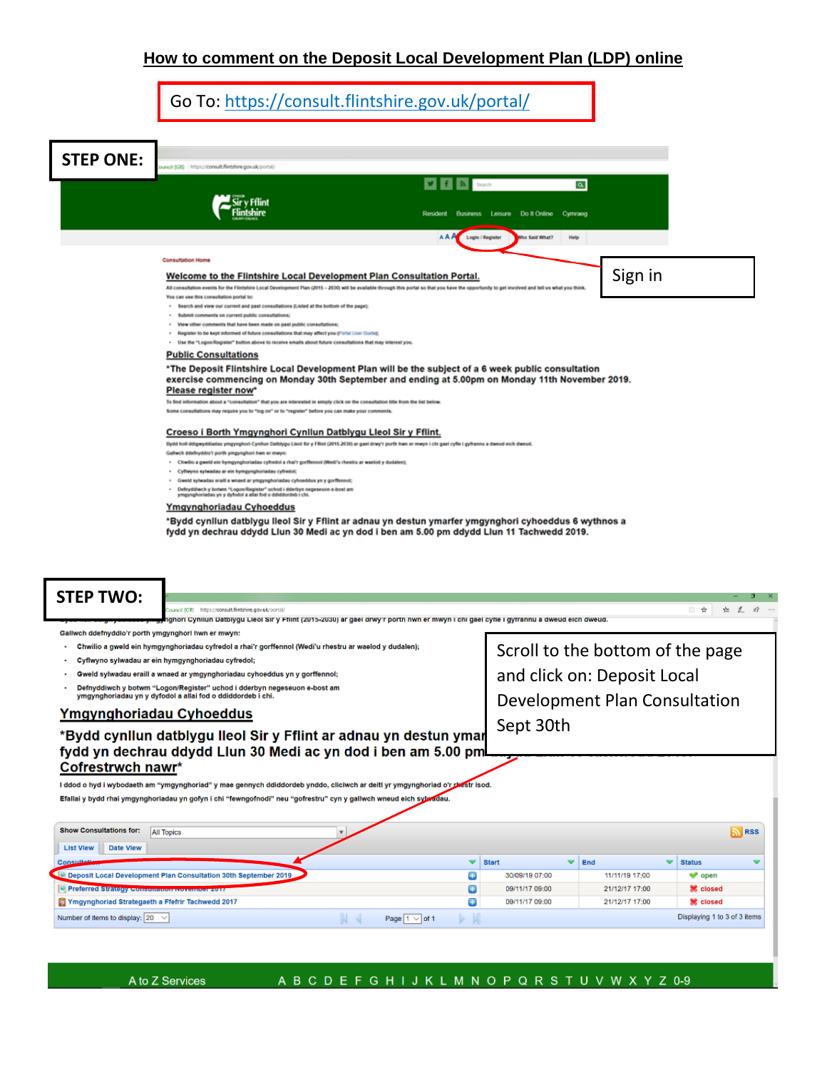# How to comment on the Deposit Local Development Plan (LDP) online

Go To: https://consult.flintshire.gov.uk/portal/

**STEP ONE:**

Consultation Home

Welcome to the Flintshire Local Development Plan Consultation Portal.

Public Consultations

*The Deposit Flintshire Local Development Plan will be the subject of a 6 week public consultation exercise commencing on Monday 30th September and ending at 5.00pm on Monday 11th November 2019. Please register now*

Croeso i Borth Ymgynghori Cynllun Datblygu Lleol Sir y Fflint.

Ymgynghoriadau Cyhoeddus

*Bydd cynllun datblygu lleol Sir y Fflint ar adnau yn destun ymarfer ymgynghori cyhoeddus 6 wythnos a fydd yn dechrau ddydd Llun 30 Medi ac yn dod i ben am 5.00 pm ddydd Llun 11 Tachwedd 2019.

Sign in

**STEP TWO:**

Gallwch ddefnyddio'r porth ymgynghori hwn er mwyn:

- Chwilio a gweld ein hymgynghoriadau cyfredol a rhai'r gorffennol (Wedi'u rhestru ar waelod y dudalen);
- Cyflwyno sylwadau ar ein hymgynghoriadau cyfredol;
- Gweld sylwadau eraill a wnaed ar ymgynghoriadau cyhoeddus yn y gorffennol;
- Defnyddiwch y botwm "Logon/Register" uchod i dderbyn negeseuon e-bost am ymgynghoriadau yn y dyfodol a allai fod o ddiddordeb i chi.

Ymgynghoriadau Cyhoeddus

*Bydd cynllun datblygu lleol Sir y Fflint ar adnau yn destun ymar... fydd yn dechrau ddydd Llun 30 Medi ac yn dod i ben am 5.00 pm... Cofrestrwch nawr*

Scroll to the bottom of the page and click on: Deposit Local Development Plan Consultation Sept 30th

| Consultation | Start | End | Status |
|---|---|---|---|
| Deposit Local Development Plan Consultation 30th September 2019 | 30/09/19 07:00 | 11/11/19 17:00 | open |
| Preferred Strategy Consultation November 2017 | 09/11/17 09:00 | 21/12/17 17:00 | closed |
| Ymgynghoriad Strategaeth a Ffefrir Tachwedd 2017 | 09/11/17 09:00 | 21/12/17 17:00 | closed |

Number of items to display: 20 — Page 1 of 1 — Displaying 1 to 3 of 3 items

A to Z Services A B C D E F G H I J K L M N O P Q R S T U V W X Y Z 0-9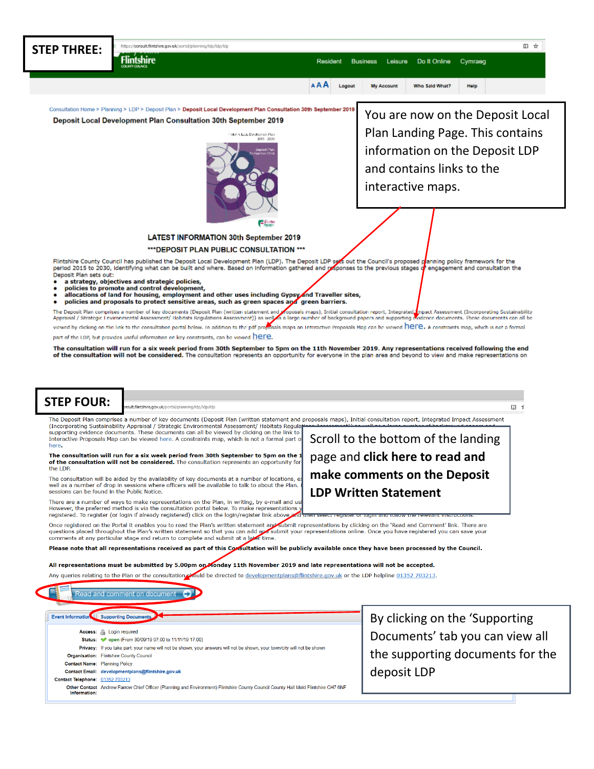## STEP THREE:

You are now on the Deposit Local Plan Landing Page. This contains information on the Deposit LDP and contains links to the interactive maps.

Consultation Home > Planning > LDP > Deposit Plan > Deposit Local Development Plan Consultation 30th September 2019

### Deposit Local Development Plan Consultation 30th September 2019

**LATEST INFORMATION 30th September 2019**

**\*\*\*DEPOSIT PLAN PUBLIC CONSULTATION \*\*\***

Flintshire County Council has published the Deposit Local Development Plan (LDP). The Deposit LDP sets out the Council's proposed planning policy framework for the period 2015 to 2030, identifying what can be built and where. Based on information gathered and responses to the previous stages of engagement and consultation the Deposit Plan sets out:

- **a strategy, objectives and strategic policies,**
- **policies to promote and control development,**
- **allocations of land for housing, employment and other uses including Gypsy and Traveller sites,**
- **policies and proposals to protect sensitive areas, such as green spaces and green barriers.**

The Deposit Plan comprises a number of key documents (Deposit Plan (written statement and proposals maps), Initial consultation report, Integrated Impact Assessment (Incorporating Sustainability Appraisal / Strategic Environmental Assessment/ Habitats Regulations Assessment)) as well as a large number of background papers and supporting evidence documents. These documents can all be viewed by clicking on the link to the consultation portal below. In addition to the pdf proposals maps an Interactive Proposals Map can be viewed here. A constraints map, which is not a formal part of the LDP, but provides useful information on key constraints, can be viewed here.

**The consultation will run for a six week period from 30th September to 5pm on the 11th November 2019. Any representations received following the end of the consultation will not be considered.** The consultation represents an opportunity for everyone in the plan area and beyond to view and make representations on

## STEP FOUR:

Scroll to the bottom of the landing page and **click here to read and make comments on the Deposit LDP Written Statement**

The Deposit Plan comprises a number of key documents (Deposit Plan (written statement and proposals maps), Initial consultation report, Integrated Impact Assessment (Incorporating Sustainability Appraisal / Strategic Environmental Assessment/ Habitats Regula... supporting evidence documents. These documents can all be viewed by clicking on the link to ... Interactive Proposals Map can be viewed here. A constraints map, which is not a formal part of ... here.

**The consultation will run for a six week period from 30th September to 5pm on the 1... of the consultation will not be considered.** The consultation represents an opportunity for ... the LDP.

The consultation will be aided by the availability of key documents at a number of locations, e... well as a number of drop in sessions where officers will be available to talk to about the Plan. ... sessions can be found in the Public Notice.

There are a number of ways to make representations on the Plan, in writing, by e-mail and us... However, the preferred method is via the consultation portal below. To make representations ... registered. To register (or login if already registered) click on the login/register link above and then select register or login and follow the relevant instructions.

Once registered on the Portal it enables you to read the Plan's written statement and submit representations by clicking on the 'Read and Comment' link. There are questions placed throughout the Plan's written statement so that you can add and submit your representations online. Once you have registered you can save your comments at any particular stage and return to complete and submit at a later time.

**Please note that all representations received as part of this Consultation will be publicly available once they have been processed by the Council.**

**All representations must be submitted by 5.00pm on Monday 11th November 2019 and late representations will not be accepted.**

Any queries relating to the Plan or the consultation should be directed to developmentplans@flintshire.gov.uk or the LDP helpline 01352 703213.

Read and comment on document

Event Information | Supporting Documents

By clicking on the 'Supporting Documents' tab you can view all the supporting documents for the deposit LDP

| | |
|---|---|
| Access: | Login required |
| Status: | open (From 30/09/19 07:00 to 11/11/19 17:00) |
| Privacy: | If you take part: your name will not be shown, your answers will not be shown, your town/city will not be shown |
| Organisation: | Flintshire County Council |
| Contact Name: | Planning Policy |
| Contact Email: | developmentplans@flintshire.gov.uk |
| Contact Telephone: | 01352 703213 |
| Other Contact Information: | Andrew Farrow Chief Officer (Planning and Environment) Flintshire County Council County Hall Mold Flintshire CH7 6NF |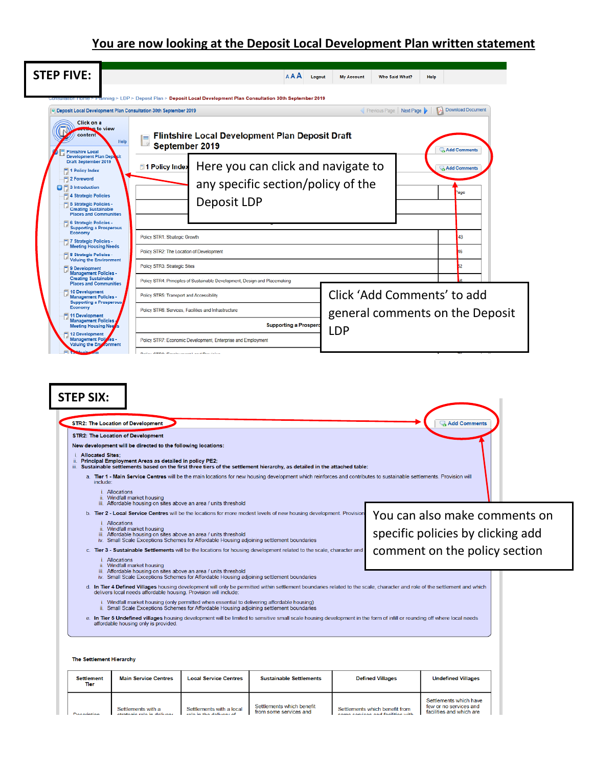# You are now looking at the Deposit Local Development Plan written statement

## STEP FIVE:

Here you can click and navigate to any specific section/policy of the Deposit LDP

Click 'Add Comments' to add general comments on the Deposit LDP

## STEP SIX:

You can also make comments on specific policies by clicking add comment on the policy section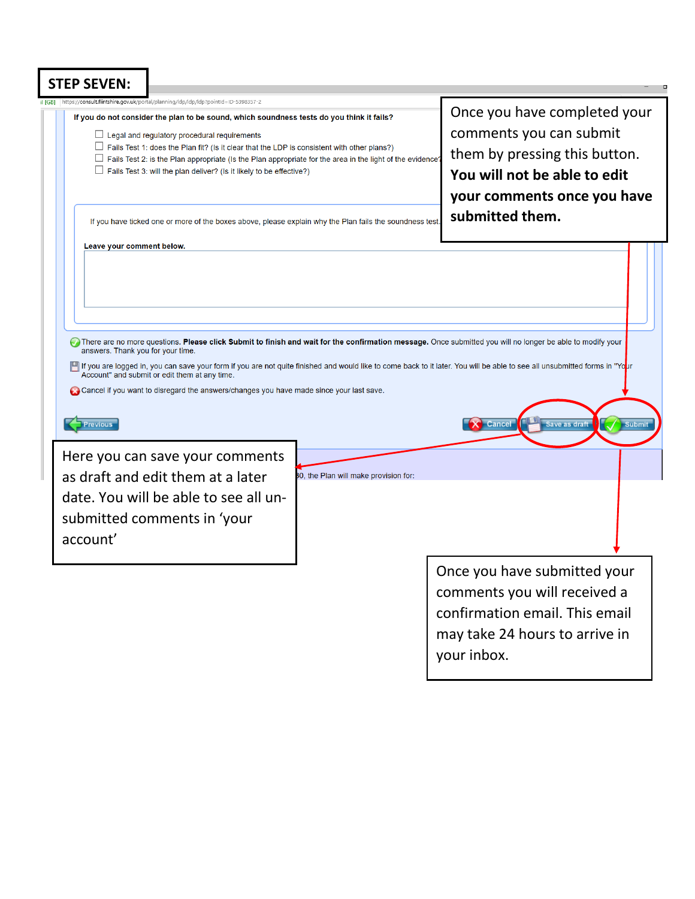## STEP SEVEN:

https://consult.flintshire.gov.uk/portal/planning/ldp/ldp/ldp?pointId=ID-5398357-2

**If you do not consider the plan to be sound, which soundness tests do you think it fails?**

- ☐ Legal and regulatory procedural requirements
- ☐ Fails Test 1: does the Plan fit? (Is it clear that the LDP is consistent with other plans?)
- ☐ Fails Test 2: is the Plan appropriate (Is the Plan appropriate for the area in the light of the evidence?
- ☐ Fails Test 3: will the plan deliver? (Is it likely to be effective?)

If you have ticked one or more of the boxes above, please explain why the Plan fails the soundness test.

**Leave your comment below.**

There are no more questions. **Please click Submit to finish and wait for the confirmation message.** Once submitted you will no longer be able to modify your answers. Thank you for your time.

If you are logged in, you can save your form if you are not quite finished and would like to come back to it later. You will be able to see all unsubmitted forms in "Your Account" and submit or edit them at any time.

Cancel if you want to disregard the answers/changes you have made since your last save.

Previous | Cancel | Save as draft | Submit

30, the Plan will make provision for:

Once you have completed your comments you can submit them by pressing this button. **You will not be able to edit your comments once you have submitted them.**

Here you can save your comments as draft and edit them at a later date. You will be able to see all un-submitted comments in 'your account'

Once you have submitted your comments you will received a confirmation email. This email may take 24 hours to arrive in your inbox.